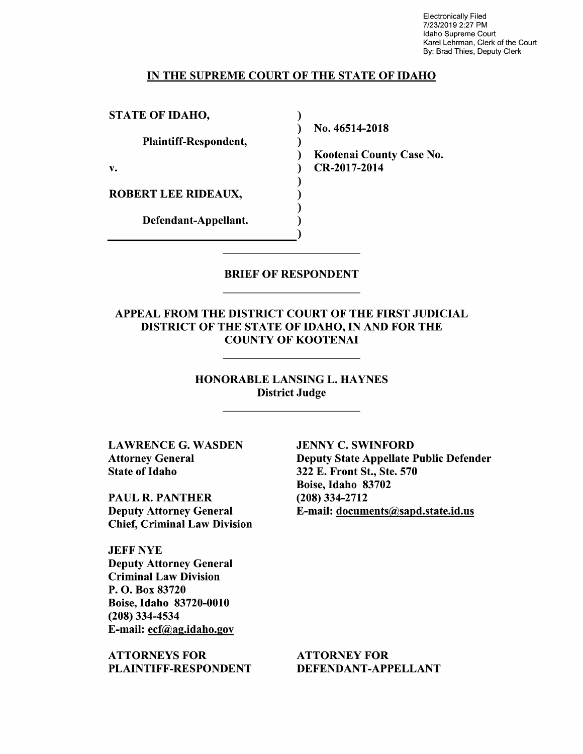Electronically Filed
7/23/2019 2:27 PM
Idaho Supreme Court
Karel Lehrman, Clerk of the Court
By: Brad Thies, Deputy Clerk

**IN THE SUPREME COURT OF THE STATE OF IDAHO**

| | | |
|---|---|---|
| **STATE OF IDAHO,** | ) | |
| | ) | **No. 46514-2018** |
| **Plaintiff-Respondent,** | ) | |
| | ) | **Kootenai County Case No.** |
| **v.** | ) | **CR-2017-2014** |
| | ) | |
| **ROBERT LEE RIDEAUX,** | ) | |
| | ) | |
| **Defendant-Appellant.** | ) | |
| | ) | |

## BRIEF OF RESPONDENT

### APPEAL FROM THE DISTRICT COURT OF THE FIRST JUDICIAL DISTRICT OF THE STATE OF IDAHO, IN AND FOR THE COUNTY OF KOOTENAI

**HONORABLE LANSING L. HAYNES**
**District Judge**

**LAWRENCE G. WASDEN**
**Attorney General**
**State of Idaho**

**PAUL R. PANTHER**
**Deputy Attorney General**
**Chief, Criminal Law Division**

**JEFF NYE**
**Deputy Attorney General**
**Criminal Law Division**
**P. O. Box 83720**
**Boise, Idaho 83720-0010**
**(208) 334-4534**
**E-mail: ecf@ag.idaho.gov**

**ATTORNEYS FOR PLAINTIFF-RESPONDENT**

**JENNY C. SWINFORD**
**Deputy State Appellate Public Defender**
**322 E. Front St., Ste. 570**
**Boise, Idaho 83702**
**(208) 334-2712**
**E-mail: documents@sapd.state.id.us**

**ATTORNEY FOR DEFENDANT-APPELLANT**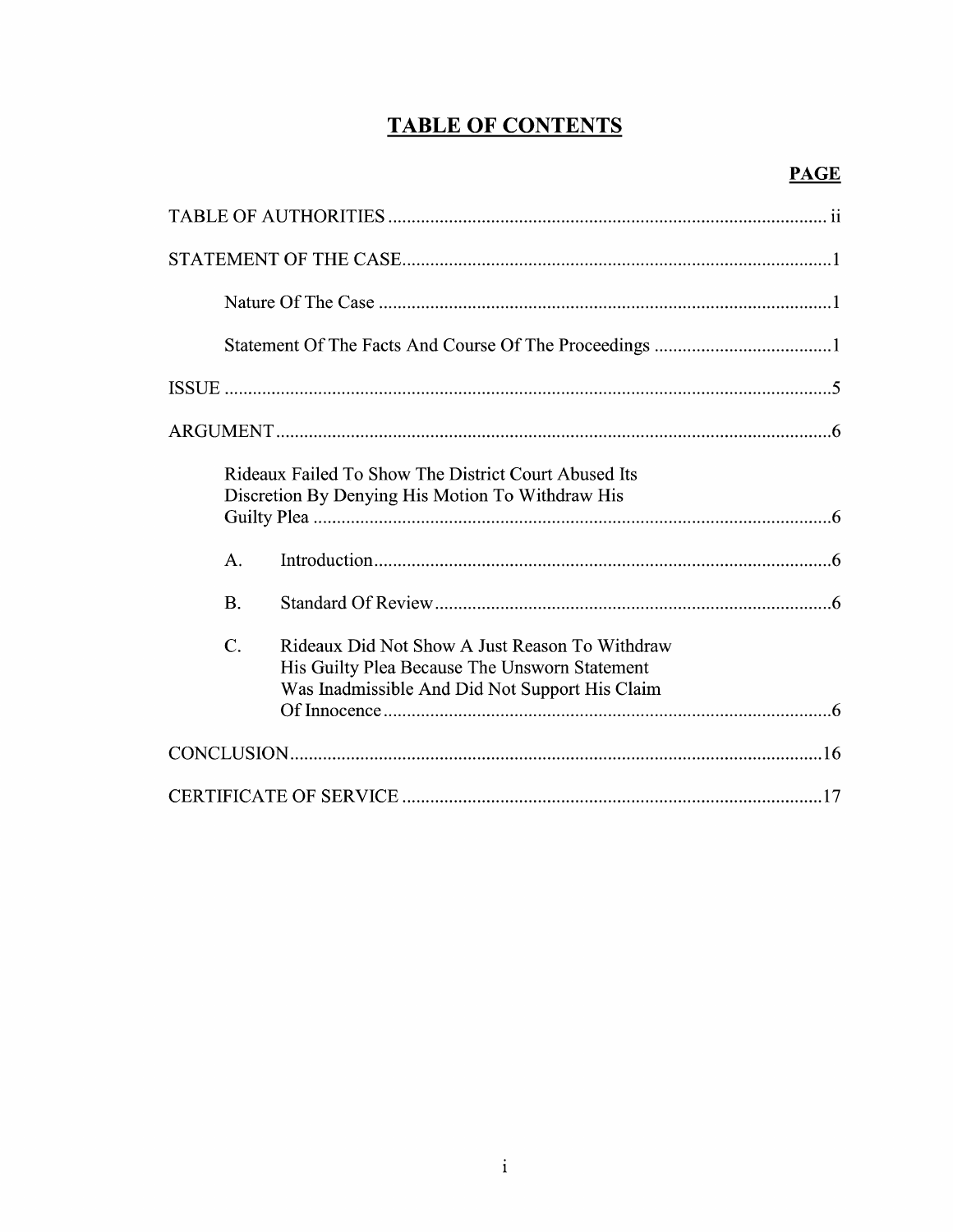# TABLE OF CONTENTS

| | PAGE |
|---|---|
| TABLE OF AUTHORITIES | ii |
| STATEMENT OF THE CASE | 1 |
| Nature Of The Case | 1 |
| Statement Of The Facts And Course Of The Proceedings | 1 |
| ISSUE | 5 |
| ARGUMENT | 6 |
| Rideaux Failed To Show The District Court Abused Its Discretion By Denying His Motion To Withdraw His Guilty Plea | 6 |
| A. Introduction | 6 |
| B. Standard Of Review | 6 |
| C. Rideaux Did Not Show A Just Reason To Withdraw His Guilty Plea Because The Unsworn Statement Was Inadmissible And Did Not Support His Claim Of Innocence | 6 |
| CONCLUSION | 16 |
| CERTIFICATE OF SERVICE | 17 |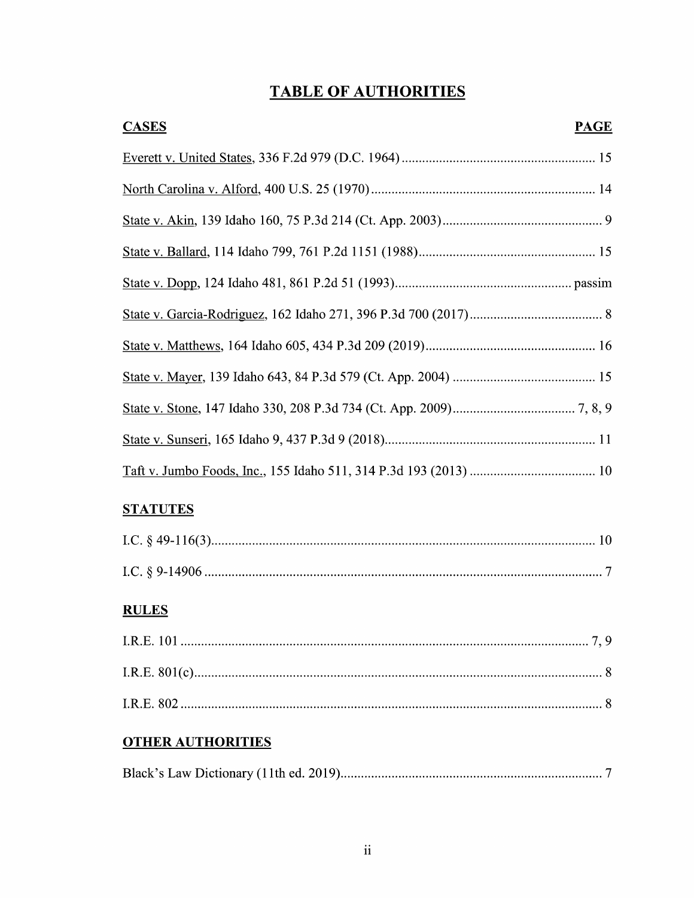# TABLE OF AUTHORITIES

| CASES | PAGE |
|---|---|
| Everett v. United States, 336 F.2d 979 (D.C. 1964) | 15 |
| North Carolina v. Alford, 400 U.S. 25 (1970) | 14 |
| State v. Akin, 139 Idaho 160, 75 P.3d 214 (Ct. App. 2003) | 9 |
| State v. Ballard, 114 Idaho 799, 761 P.2d 1151 (1988) | 15 |
| State v. Dopp, 124 Idaho 481, 861 P.2d 51 (1993) | passim |
| State v. Garcia-Rodriguez, 162 Idaho 271, 396 P.3d 700 (2017) | 8 |
| State v. Matthews, 164 Idaho 605, 434 P.3d 209 (2019) | 16 |
| State v. Mayer, 139 Idaho 643, 84 P.3d 579 (Ct. App. 2004) | 15 |
| State v. Stone, 147 Idaho 330, 208 P.3d 734 (Ct. App. 2009) | 7, 8, 9 |
| State v. Sunseri, 165 Idaho 9, 437 P.3d 9 (2018) | 11 |
| Taft v. Jumbo Foods, Inc., 155 Idaho 511, 314 P.3d 193 (2013) | 10 |

## STATUTES

| | |
|---|---|
| I.C. § 49-116(3) | 10 |
| I.C. § 9-14906 | 7 |

## RULES

| | |
|---|---|
| I.R.E. 101 | 7, 9 |
| I.R.E. 801(c) | 8 |
| I.R.E. 802 | 8 |

## OTHER AUTHORITIES

| | |
|---|---|
| Black's Law Dictionary (11th ed. 2019) | 7 |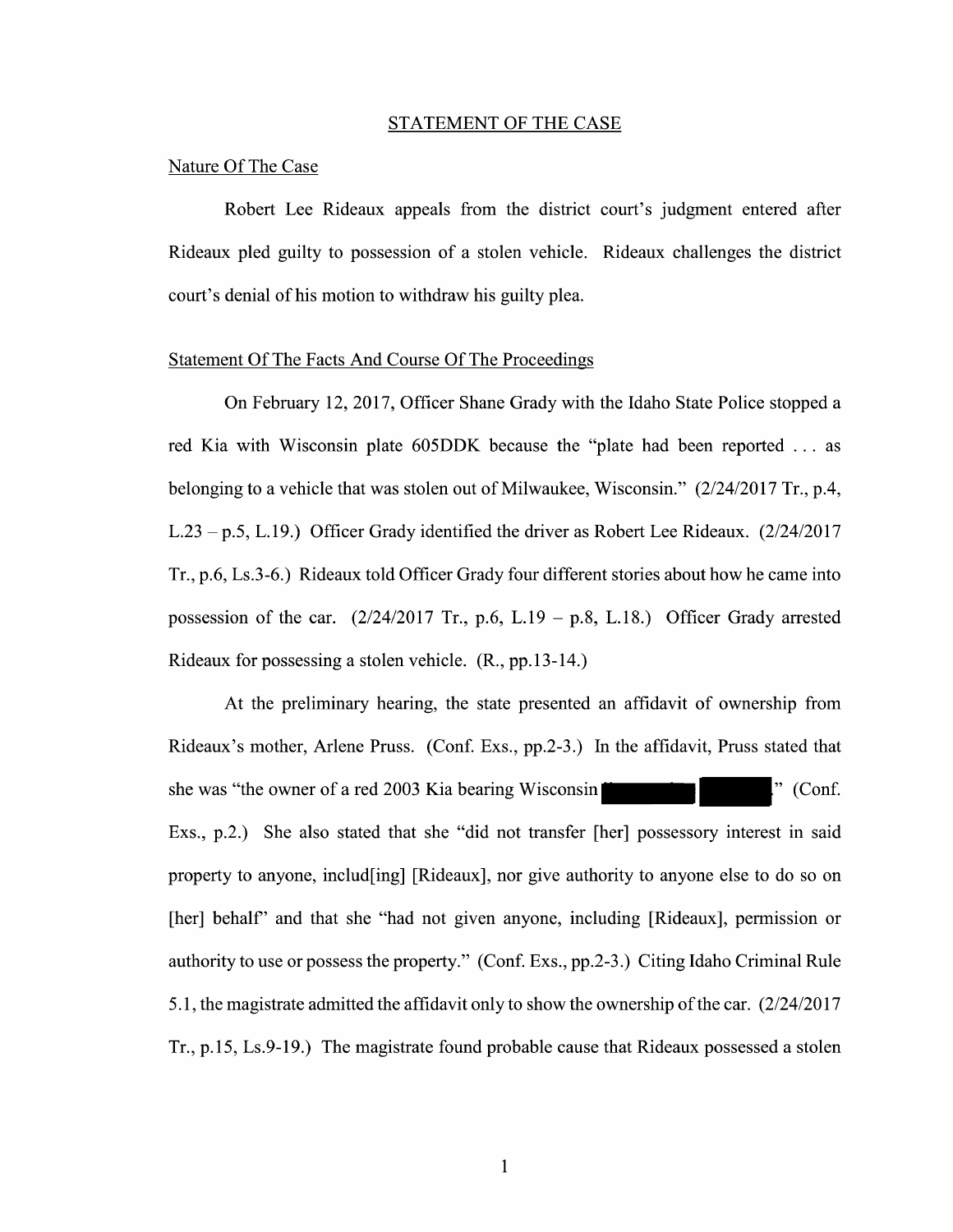## STATEMENT OF THE CASE

### Nature Of The Case

Robert Lee Rideaux appeals from the district court's judgment entered after Rideaux pled guilty to possession of a stolen vehicle. Rideaux challenges the district court's denial of his motion to withdraw his guilty plea.

### Statement Of The Facts And Course Of The Proceedings

On February 12, 2017, Officer Shane Grady with the Idaho State Police stopped a red Kia with Wisconsin plate 605DDK because the "plate had been reported . . . as belonging to a vehicle that was stolen out of Milwaukee, Wisconsin." (2/24/2017 Tr., p.4, L.23 – p.5, L.19.) Officer Grady identified the driver as Robert Lee Rideaux. (2/24/2017 Tr., p.6, Ls.3-6.) Rideaux told Officer Grady four different stories about how he came into possession of the car. (2/24/2017 Tr., p.6, L.19 – p.8, L.18.) Officer Grady arrested Rideaux for possessing a stolen vehicle. (R., pp.13-14.)

At the preliminary hearing, the state presented an affidavit of ownership from Rideaux's mother, Arlene Pruss. (Conf. Exs., pp.2-3.) In the affidavit, Pruss stated that she was "the owner of a red 2003 Kia bearing Wisconsin [REDACTED] [REDACTED]." (Conf. Exs., p.2.) She also stated that she "did not transfer [her] possessory interest in said property to anyone, includ[ing] [Rideaux], nor give authority to anyone else to do so on [her] behalf" and that she "had not given anyone, including [Rideaux], permission or authority to use or possess the property." (Conf. Exs., pp.2-3.) Citing Idaho Criminal Rule 5.1, the magistrate admitted the affidavit only to show the ownership of the car. (2/24/2017 Tr., p.15, Ls.9-19.) The magistrate found probable cause that Rideaux possessed a stolen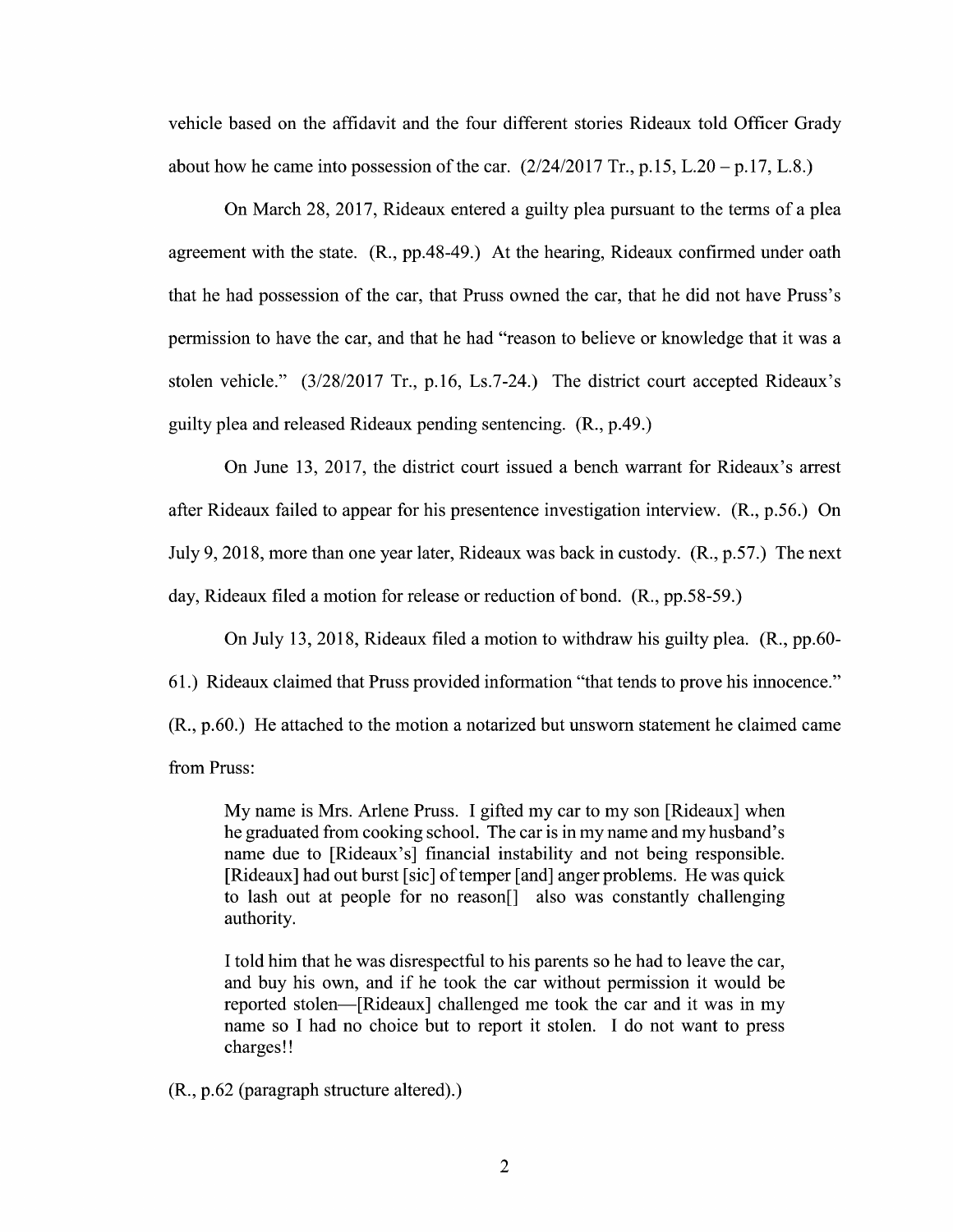vehicle based on the affidavit and the four different stories Rideaux told Officer Grady about how he came into possession of the car. (2/24/2017 Tr., p.15, L.20 – p.17, L.8.)

On March 28, 2017, Rideaux entered a guilty plea pursuant to the terms of a plea agreement with the state. (R., pp.48-49.) At the hearing, Rideaux confirmed under oath that he had possession of the car, that Pruss owned the car, that he did not have Pruss's permission to have the car, and that he had "reason to believe or knowledge that it was a stolen vehicle." (3/28/2017 Tr., p.16, Ls.7-24.) The district court accepted Rideaux's guilty plea and released Rideaux pending sentencing. (R., p.49.)

On June 13, 2017, the district court issued a bench warrant for Rideaux's arrest after Rideaux failed to appear for his presentence investigation interview. (R., p.56.) On July 9, 2018, more than one year later, Rideaux was back in custody. (R., p.57.) The next day, Rideaux filed a motion for release or reduction of bond. (R., pp.58-59.)

On July 13, 2018, Rideaux filed a motion to withdraw his guilty plea. (R., pp.60-61.) Rideaux claimed that Pruss provided information "that tends to prove his innocence." (R., p.60.) He attached to the motion a notarized but unsworn statement he claimed came from Pruss:

> My name is Mrs. Arlene Pruss. I gifted my car to my son [Rideaux] when he graduated from cooking school. The car is in my name and my husband's name due to [Rideaux's] financial instability and not being responsible. [Rideaux] had out burst [sic] of temper [and] anger problems. He was quick to lash out at people for no reason[] also was constantly challenging authority.
>
> I told him that he was disrespectful to his parents so he had to leave the car, and buy his own, and if he took the car without permission it would be reported stolen—[Rideaux] challenged me took the car and it was in my name so I had no choice but to report it stolen. I do not want to press charges!!

(R., p.62 (paragraph structure altered).)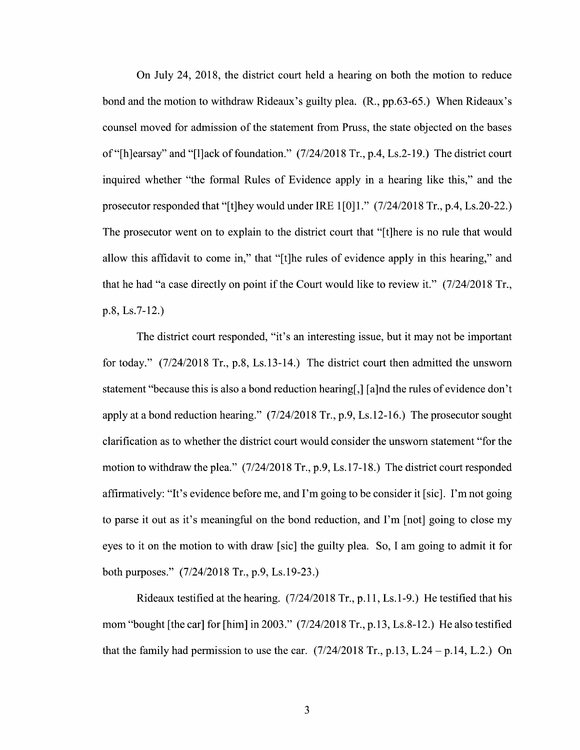On July 24, 2018, the district court held a hearing on both the motion to reduce bond and the motion to withdraw Rideaux's guilty plea. (R., pp.63-65.) When Rideaux's counsel moved for admission of the statement from Pruss, the state objected on the bases of "[h]earsay" and "[l]ack of foundation." (7/24/2018 Tr., p.4, Ls.2-19.) The district court inquired whether "the formal Rules of Evidence apply in a hearing like this," and the prosecutor responded that "[t]hey would under IRE 1[0]1." (7/24/2018 Tr., p.4, Ls.20-22.) The prosecutor went on to explain to the district court that "[t]here is no rule that would allow this affidavit to come in," that "[t]he rules of evidence apply in this hearing," and that he had "a case directly on point if the Court would like to review it." (7/24/2018 Tr., p.8, Ls.7-12.)

The district court responded, "it's an interesting issue, but it may not be important for today." (7/24/2018 Tr., p.8, Ls.13-14.) The district court then admitted the unsworn statement "because this is also a bond reduction hearing[,] [a]nd the rules of evidence don't apply at a bond reduction hearing." (7/24/2018 Tr., p.9, Ls.12-16.) The prosecutor sought clarification as to whether the district court would consider the unsworn statement "for the motion to withdraw the plea." (7/24/2018 Tr., p.9, Ls.17-18.) The district court responded affirmatively: "It's evidence before me, and I'm going to be consider it [sic]. I'm not going to parse it out as it's meaningful on the bond reduction, and I'm [not] going to close my eyes to it on the motion to with draw [sic] the guilty plea. So, I am going to admit it for both purposes." (7/24/2018 Tr., p.9, Ls.19-23.)

Rideaux testified at the hearing. (7/24/2018 Tr., p.11, Ls.1-9.) He testified that his mom "bought [the car] for [him] in 2003." (7/24/2018 Tr., p.13, Ls.8-12.) He also testified that the family had permission to use the car. (7/24/2018 Tr., p.13, L.24 – p.14, L.2.) On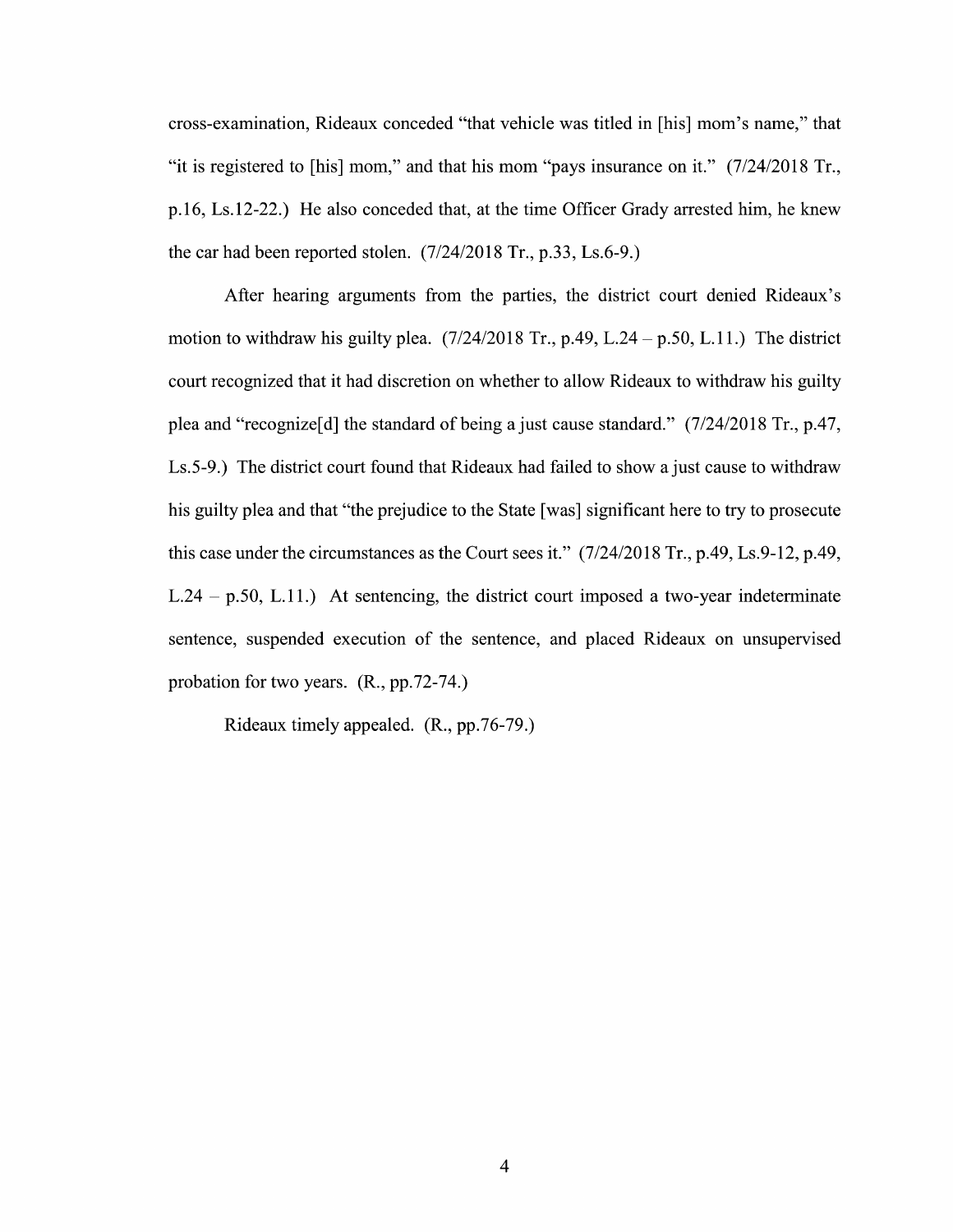cross-examination, Rideaux conceded "that vehicle was titled in [his] mom's name," that "it is registered to [his] mom," and that his mom "pays insurance on it." (7/24/2018 Tr., p.16, Ls.12-22.) He also conceded that, at the time Officer Grady arrested him, he knew the car had been reported stolen. (7/24/2018 Tr., p.33, Ls.6-9.)

After hearing arguments from the parties, the district court denied Rideaux's motion to withdraw his guilty plea. (7/24/2018 Tr., p.49, L.24 – p.50, L.11.) The district court recognized that it had discretion on whether to allow Rideaux to withdraw his guilty plea and "recognize[d] the standard of being a just cause standard." (7/24/2018 Tr., p.47, Ls.5-9.) The district court found that Rideaux had failed to show a just cause to withdraw his guilty plea and that "the prejudice to the State [was] significant here to try to prosecute this case under the circumstances as the Court sees it." (7/24/2018 Tr., p.49, Ls.9-12, p.49, L.24 – p.50, L.11.) At sentencing, the district court imposed a two-year indeterminate sentence, suspended execution of the sentence, and placed Rideaux on unsupervised probation for two years. (R., pp.72-74.)

Rideaux timely appealed. (R., pp.76-79.)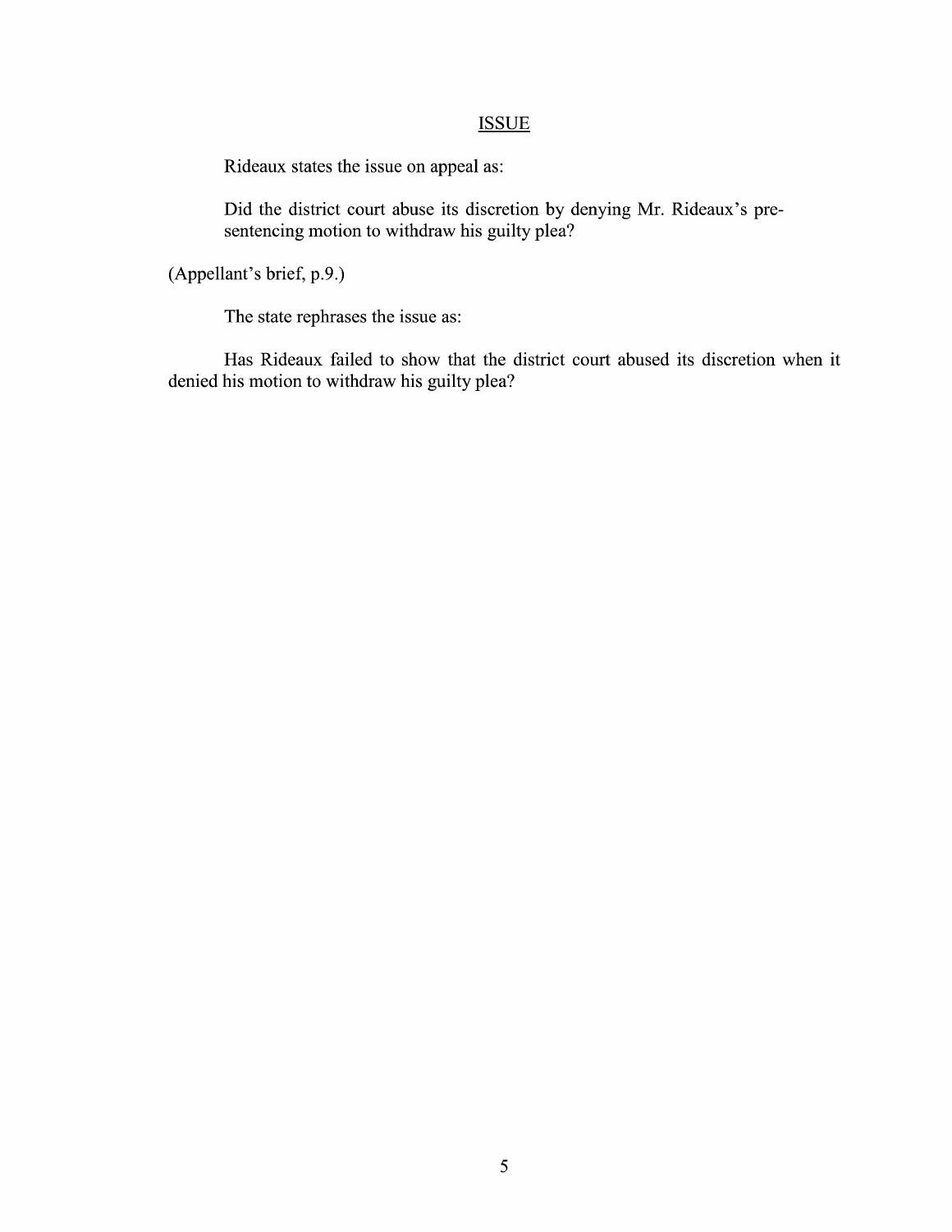## ISSUE

Rideaux states the issue on appeal as:

> Did the district court abuse its discretion by denying Mr. Rideaux's pre-sentencing motion to withdraw his guilty plea?

(Appellant's brief, p.9.)

The state rephrases the issue as:

> Has Rideaux failed to show that the district court abused its discretion when it denied his motion to withdraw his guilty plea?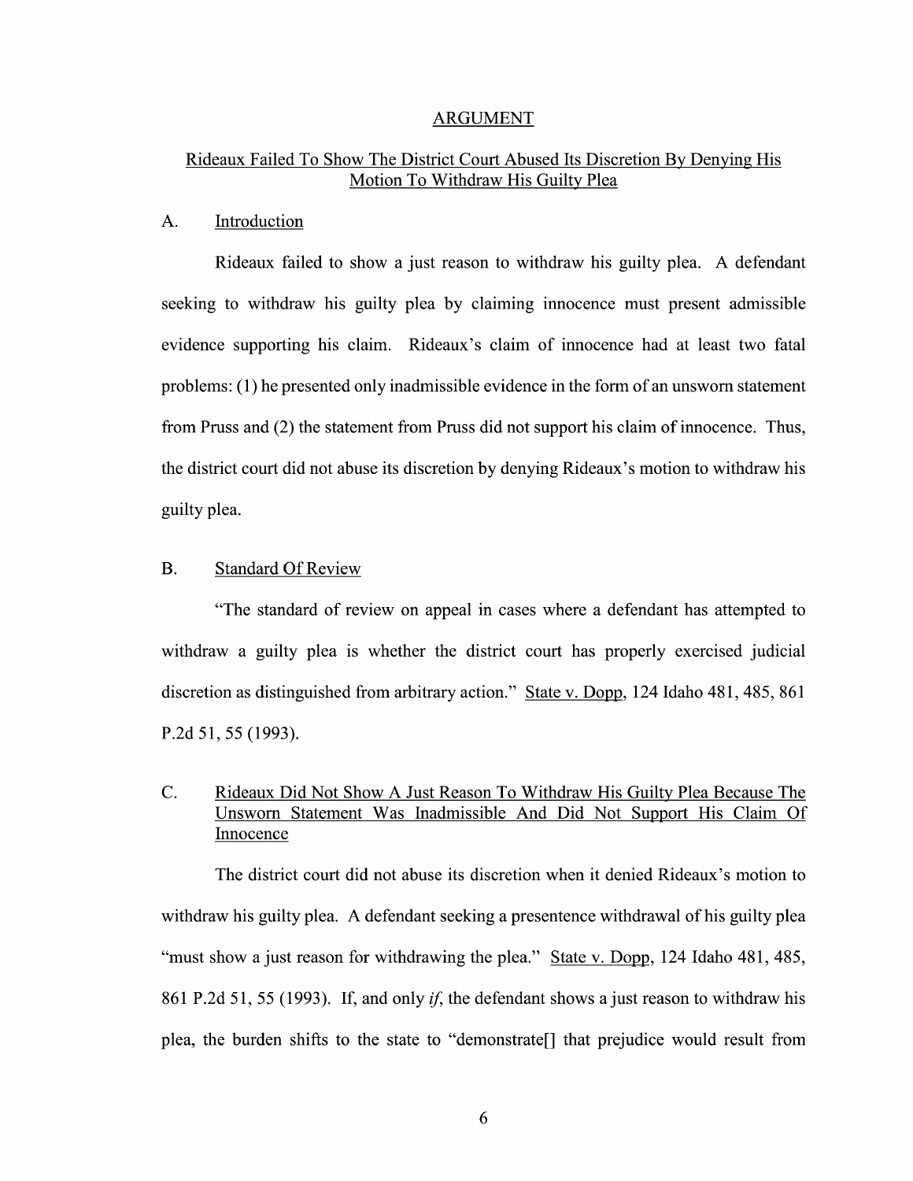## ARGUMENT

### Rideaux Failed To Show The District Court Abused Its Discretion By Denying His Motion To Withdraw His Guilty Plea

#### A. Introduction

Rideaux failed to show a just reason to withdraw his guilty plea. A defendant seeking to withdraw his guilty plea by claiming innocence must present admissible evidence supporting his claim. Rideaux's claim of innocence had at least two fatal problems: (1) he presented only inadmissible evidence in the form of an unsworn statement from Pruss and (2) the statement from Pruss did not support his claim of innocence. Thus, the district court did not abuse its discretion by denying Rideaux's motion to withdraw his guilty plea.

#### B. Standard Of Review

"The standard of review on appeal in cases where a defendant has attempted to withdraw a guilty plea is whether the district court has properly exercised judicial discretion as distinguished from arbitrary action." State v. Dopp, 124 Idaho 481, 485, 861 P.2d 51, 55 (1993).

#### C. Rideaux Did Not Show A Just Reason To Withdraw His Guilty Plea Because The Unsworn Statement Was Inadmissible And Did Not Support His Claim Of Innocence

The district court did not abuse its discretion when it denied Rideaux's motion to withdraw his guilty plea. A defendant seeking a presentence withdrawal of his guilty plea "must show a just reason for withdrawing the plea." State v. Dopp, 124 Idaho 481, 485, 861 P.2d 51, 55 (1993). If, and only *if*, the defendant shows a just reason to withdraw his plea, the burden shifts to the state to "demonstrate[] that prejudice would result from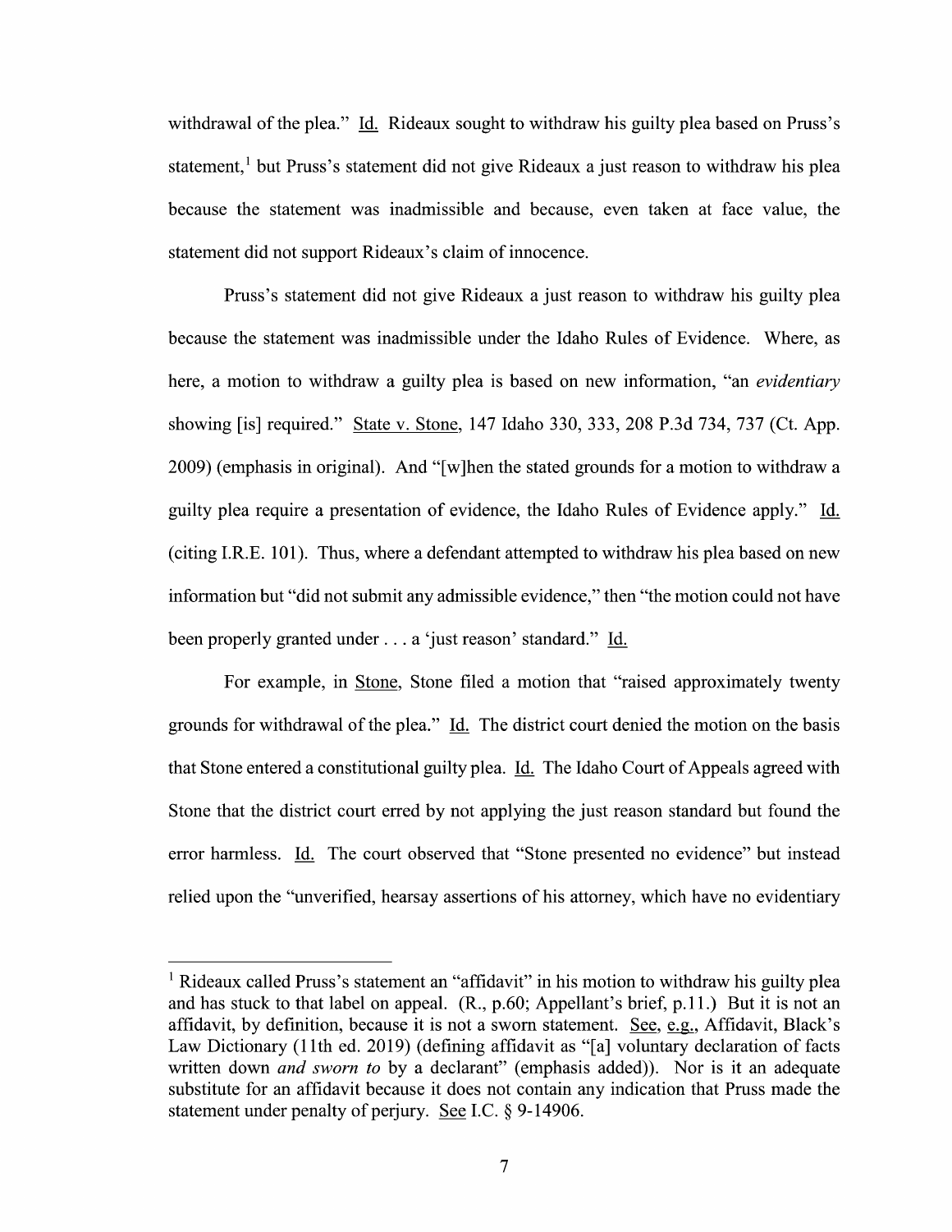withdrawal of the plea." Id. Rideaux sought to withdraw his guilty plea based on Pruss's statement,[1] but Pruss's statement did not give Rideaux a just reason to withdraw his plea because the statement was inadmissible and because, even taken at face value, the statement did not support Rideaux's claim of innocence.

Pruss's statement did not give Rideaux a just reason to withdraw his guilty plea because the statement was inadmissible under the Idaho Rules of Evidence. Where, as here, a motion to withdraw a guilty plea is based on new information, "an *evidentiary* showing [is] required." State v. Stone, 147 Idaho 330, 333, 208 P.3d 734, 737 (Ct. App. 2009) (emphasis in original). And "[w]hen the stated grounds for a motion to withdraw a guilty plea require a presentation of evidence, the Idaho Rules of Evidence apply." Id. (citing I.R.E. 101). Thus, where a defendant attempted to withdraw his plea based on new information but "did not submit any admissible evidence," then "the motion could not have been properly granted under . . . a 'just reason' standard." Id.

For example, in Stone, Stone filed a motion that "raised approximately twenty grounds for withdrawal of the plea." Id. The district court denied the motion on the basis that Stone entered a constitutional guilty plea. Id. The Idaho Court of Appeals agreed with Stone that the district court erred by not applying the just reason standard but found the error harmless. Id. The court observed that "Stone presented no evidence" but instead relied upon the "unverified, hearsay assertions of his attorney, which have no evidentiary

---

[1] Rideaux called Pruss's statement an "affidavit" in his motion to withdraw his guilty plea and has stuck to that label on appeal. (R., p.60; Appellant's brief, p.11.) But it is not an affidavit, by definition, because it is not a sworn statement. See, e.g., Affidavit, Black's Law Dictionary (11th ed. 2019) (defining affidavit as "[a] voluntary declaration of facts written down *and sworn to* by a declarant" (emphasis added)). Nor is it an adequate substitute for an affidavit because it does not contain any indication that Pruss made the statement under penalty of perjury. See I.C. § 9-14906.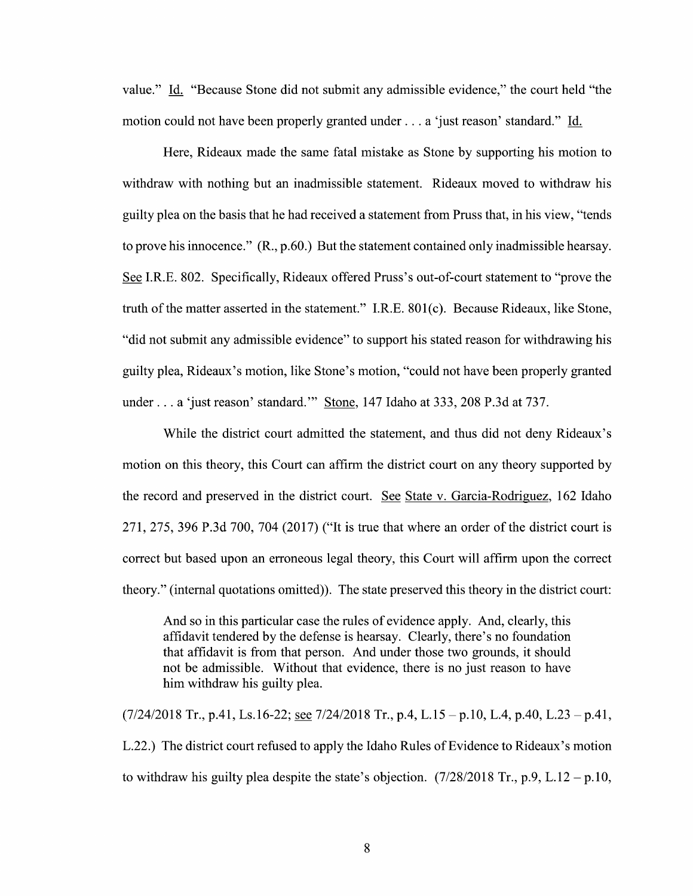value." Id. "Because Stone did not submit any admissible evidence," the court held "the motion could not have been properly granted under . . . a 'just reason' standard." Id.

Here, Rideaux made the same fatal mistake as Stone by supporting his motion to withdraw with nothing but an inadmissible statement. Rideaux moved to withdraw his guilty plea on the basis that he had received a statement from Pruss that, in his view, "tends to prove his innocence." (R., p.60.) But the statement contained only inadmissible hearsay. See I.R.E. 802. Specifically, Rideaux offered Pruss's out-of-court statement to "prove the truth of the matter asserted in the statement." I.R.E. 801(c). Because Rideaux, like Stone, "did not submit any admissible evidence" to support his stated reason for withdrawing his guilty plea, Rideaux's motion, like Stone's motion, "could not have been properly granted under . . . a 'just reason' standard.'" Stone, 147 Idaho at 333, 208 P.3d at 737.

While the district court admitted the statement, and thus did not deny Rideaux's motion on this theory, this Court can affirm the district court on any theory supported by the record and preserved in the district court. See State v. Garcia-Rodriguez, 162 Idaho 271, 275, 396 P.3d 700, 704 (2017) ("It is true that where an order of the district court is correct but based upon an erroneous legal theory, this Court will affirm upon the correct theory." (internal quotations omitted)). The state preserved this theory in the district court:

> And so in this particular case the rules of evidence apply. And, clearly, this affidavit tendered by the defense is hearsay. Clearly, there's no foundation that affidavit is from that person. And under those two grounds, it should not be admissible. Without that evidence, there is no just reason to have him withdraw his guilty plea.

(7/24/2018 Tr., p.41, Ls.16-22; see 7/24/2018 Tr., p.4, L.15 – p.10, L.4, p.40, L.23 – p.41, L.22.) The district court refused to apply the Idaho Rules of Evidence to Rideaux's motion to withdraw his guilty plea despite the state's objection. (7/28/2018 Tr., p.9, L.12 – p.10,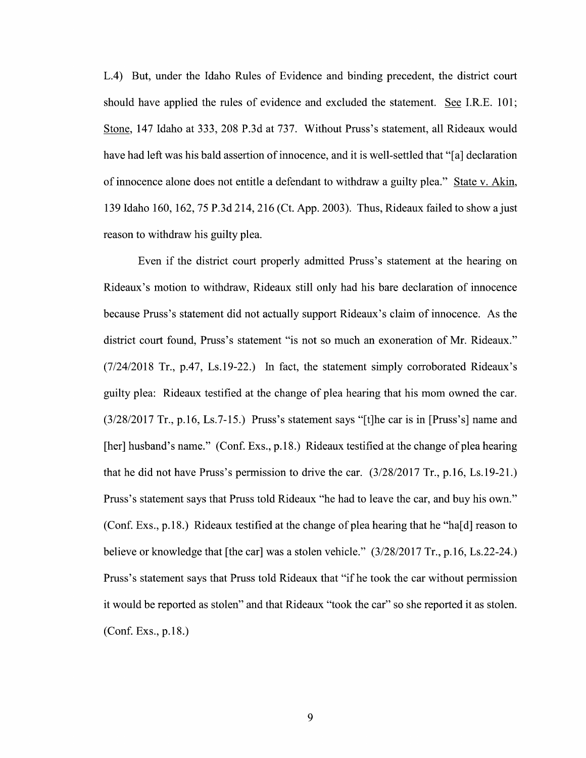L.4) But, under the Idaho Rules of Evidence and binding precedent, the district court should have applied the rules of evidence and excluded the statement. See I.R.E. 101; Stone, 147 Idaho at 333, 208 P.3d at 737. Without Pruss's statement, all Rideaux would have had left was his bald assertion of innocence, and it is well-settled that "[a] declaration of innocence alone does not entitle a defendant to withdraw a guilty plea." State v. Akin, 139 Idaho 160, 162, 75 P.3d 214, 216 (Ct. App. 2003). Thus, Rideaux failed to show a just reason to withdraw his guilty plea.

Even if the district court properly admitted Pruss's statement at the hearing on Rideaux's motion to withdraw, Rideaux still only had his bare declaration of innocence because Pruss's statement did not actually support Rideaux's claim of innocence. As the district court found, Pruss's statement "is not so much an exoneration of Mr. Rideaux." (7/24/2018 Tr., p.47, Ls.19-22.) In fact, the statement simply corroborated Rideaux's guilty plea: Rideaux testified at the change of plea hearing that his mom owned the car. (3/28/2017 Tr., p.16, Ls.7-15.) Pruss's statement says "[t]he car is in [Pruss's] name and [her] husband's name." (Conf. Exs., p.18.) Rideaux testified at the change of plea hearing that he did not have Pruss's permission to drive the car. (3/28/2017 Tr., p.16, Ls.19-21.) Pruss's statement says that Pruss told Rideaux "he had to leave the car, and buy his own." (Conf. Exs., p.18.) Rideaux testified at the change of plea hearing that he "ha[d] reason to believe or knowledge that [the car] was a stolen vehicle." (3/28/2017 Tr., p.16, Ls.22-24.) Pruss's statement says that Pruss told Rideaux that "if he took the car without permission it would be reported as stolen" and that Rideaux "took the car" so she reported it as stolen. (Conf. Exs., p.18.)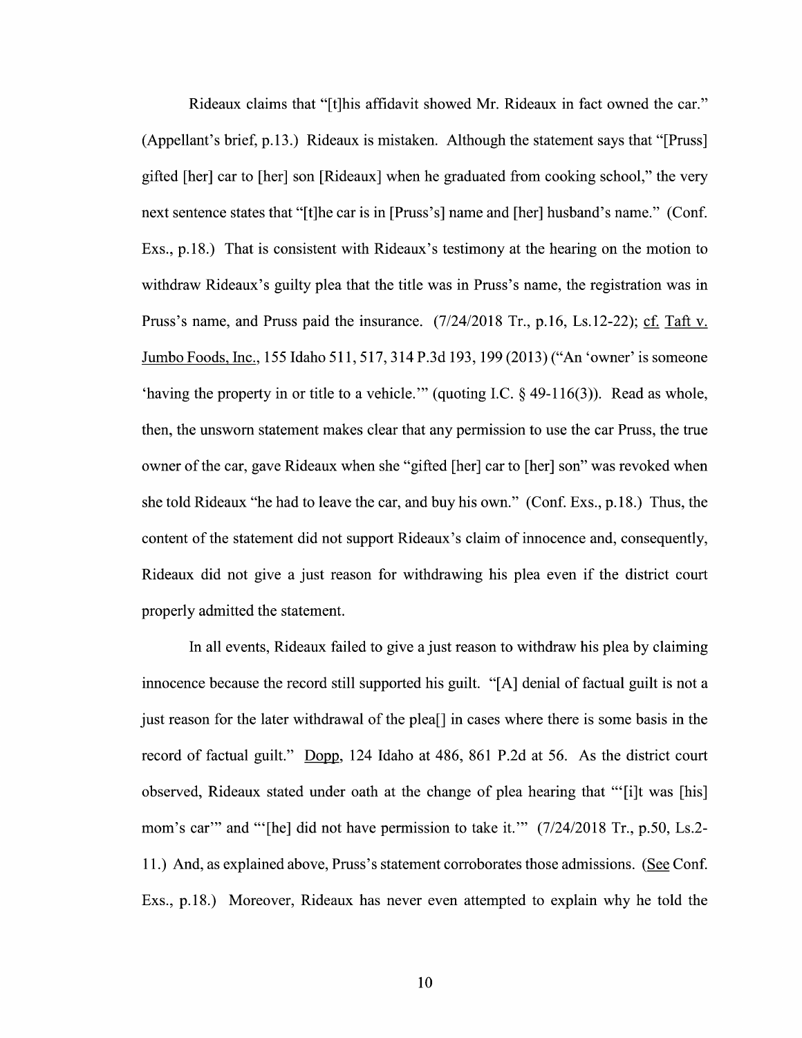Rideaux claims that "[t]his affidavit showed Mr. Rideaux in fact owned the car." (Appellant's brief, p.13.) Rideaux is mistaken. Although the statement says that "[Pruss] gifted [her] car to [her] son [Rideaux] when he graduated from cooking school," the very next sentence states that "[t]he car is in [Pruss's] name and [her] husband's name." (Conf. Exs., p.18.) That is consistent with Rideaux's testimony at the hearing on the motion to withdraw Rideaux's guilty plea that the title was in Pruss's name, the registration was in Pruss's name, and Pruss paid the insurance. (7/24/2018 Tr., p.16, Ls.12-22); cf. Taft v. Jumbo Foods, Inc., 155 Idaho 511, 517, 314 P.3d 193, 199 (2013) ("An 'owner' is someone 'having the property in or title to a vehicle.'" (quoting I.C. § 49-116(3)). Read as whole, then, the unsworn statement makes clear that any permission to use the car Pruss, the true owner of the car, gave Rideaux when she "gifted [her] car to [her] son" was revoked when she told Rideaux "he had to leave the car, and buy his own." (Conf. Exs., p.18.) Thus, the content of the statement did not support Rideaux's claim of innocence and, consequently, Rideaux did not give a just reason for withdrawing his plea even if the district court properly admitted the statement.

In all events, Rideaux failed to give a just reason to withdraw his plea by claiming innocence because the record still supported his guilt. "[A] denial of factual guilt is not a just reason for the later withdrawal of the plea[] in cases where there is some basis in the record of factual guilt." Dopp, 124 Idaho at 486, 861 P.2d at 56. As the district court observed, Rideaux stated under oath at the change of plea hearing that "'[i]t was [his] mom's car'" and "'[he] did not have permission to take it.'" (7/24/2018 Tr., p.50, Ls.2-11.) And, as explained above, Pruss's statement corroborates those admissions. (See Conf. Exs., p.18.) Moreover, Rideaux has never even attempted to explain why he told the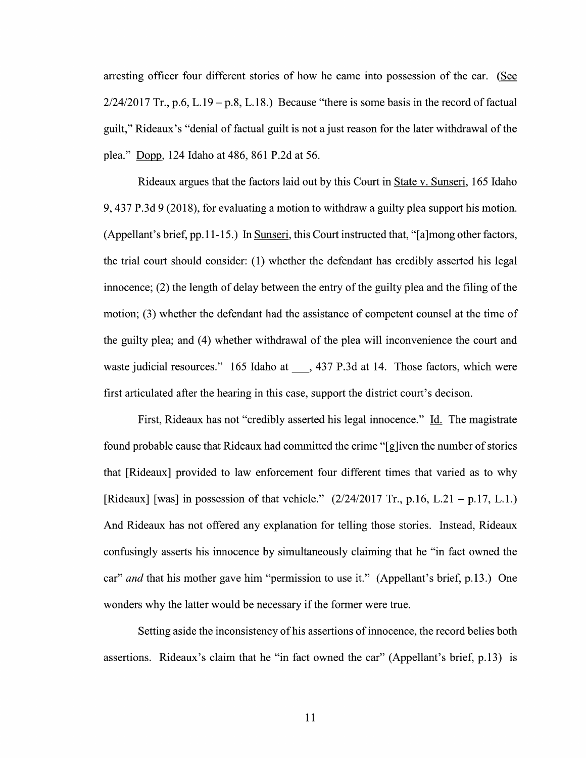arresting officer four different stories of how he came into possession of the car. (See 2/24/2017 Tr., p.6, L.19 – p.8, L.18.) Because "there is some basis in the record of factual guilt," Rideaux's "denial of factual guilt is not a just reason for the later withdrawal of the plea." Dopp, 124 Idaho at 486, 861 P.2d at 56.

Rideaux argues that the factors laid out by this Court in State v. Sunseri, 165 Idaho 9, 437 P.3d 9 (2018), for evaluating a motion to withdraw a guilty plea support his motion. (Appellant's brief, pp.11-15.) In Sunseri, this Court instructed that, "[a]mong other factors, the trial court should consider: (1) whether the defendant has credibly asserted his legal innocence; (2) the length of delay between the entry of the guilty plea and the filing of the motion; (3) whether the defendant had the assistance of competent counsel at the time of the guilty plea; and (4) whether withdrawal of the plea will inconvenience the court and waste judicial resources." 165 Idaho at ___, 437 P.3d at 14. Those factors, which were first articulated after the hearing in this case, support the district court's decison.

First, Rideaux has not "credibly asserted his legal innocence." Id. The magistrate found probable cause that Rideaux had committed the crime "[g]iven the number of stories that [Rideaux] provided to law enforcement four different times that varied as to why [Rideaux] [was] in possession of that vehicle." (2/24/2017 Tr., p.16, L.21 – p.17, L.1.) And Rideaux has not offered any explanation for telling those stories. Instead, Rideaux confusingly asserts his innocence by simultaneously claiming that he "in fact owned the car" *and* that his mother gave him "permission to use it." (Appellant's brief, p.13.) One wonders why the latter would be necessary if the former were true.

Setting aside the inconsistency of his assertions of innocence, the record belies both assertions. Rideaux's claim that he "in fact owned the car" (Appellant's brief, p.13) is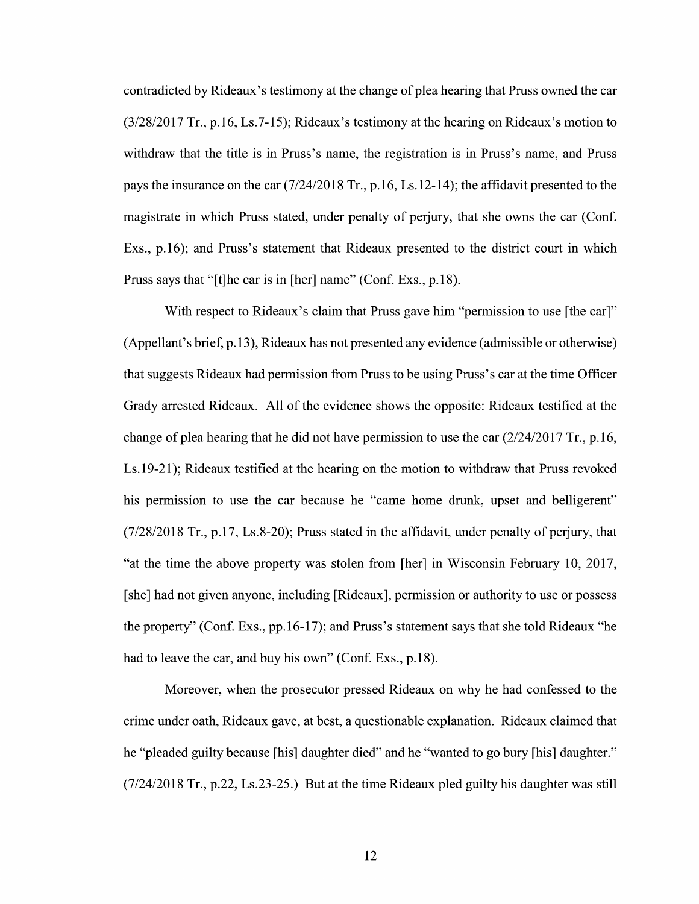contradicted by Rideaux's testimony at the change of plea hearing that Pruss owned the car (3/28/2017 Tr., p.16, Ls.7-15); Rideaux's testimony at the hearing on Rideaux's motion to withdraw that the title is in Pruss's name, the registration is in Pruss's name, and Pruss pays the insurance on the car (7/24/2018 Tr., p.16, Ls.12-14); the affidavit presented to the magistrate in which Pruss stated, under penalty of perjury, that she owns the car (Conf. Exs., p.16); and Pruss's statement that Rideaux presented to the district court in which Pruss says that "[t]he car is in [her] name" (Conf. Exs., p.18).

With respect to Rideaux's claim that Pruss gave him "permission to use [the car]" (Appellant's brief, p.13), Rideaux has not presented any evidence (admissible or otherwise) that suggests Rideaux had permission from Pruss to be using Pruss's car at the time Officer Grady arrested Rideaux. All of the evidence shows the opposite: Rideaux testified at the change of plea hearing that he did not have permission to use the car (2/24/2017 Tr., p.16, Ls.19-21); Rideaux testified at the hearing on the motion to withdraw that Pruss revoked his permission to use the car because he "came home drunk, upset and belligerent" (7/28/2018 Tr., p.17, Ls.8-20); Pruss stated in the affidavit, under penalty of perjury, that "at the time the above property was stolen from [her] in Wisconsin February 10, 2017, [she] had not given anyone, including [Rideaux], permission or authority to use or possess the property" (Conf. Exs., pp.16-17); and Pruss's statement says that she told Rideaux "he had to leave the car, and buy his own" (Conf. Exs., p.18).

Moreover, when the prosecutor pressed Rideaux on why he had confessed to the crime under oath, Rideaux gave, at best, a questionable explanation. Rideaux claimed that he "pleaded guilty because [his] daughter died" and he "wanted to go bury [his] daughter." (7/24/2018 Tr., p.22, Ls.23-25.) But at the time Rideaux pled guilty his daughter was still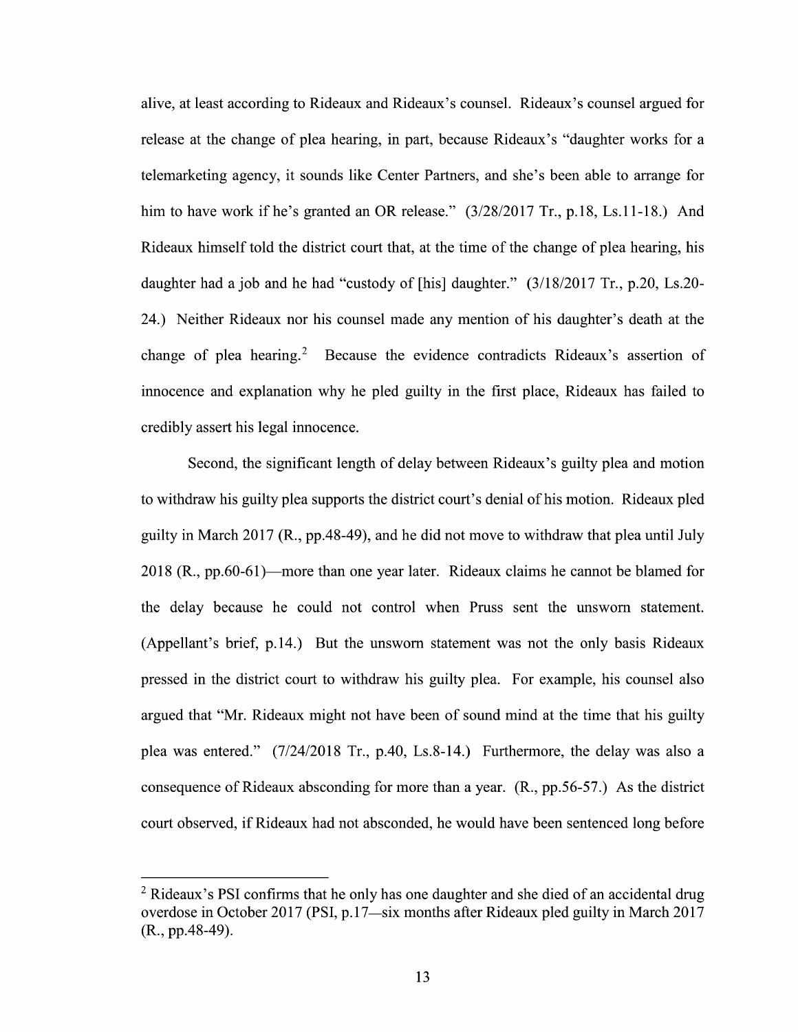alive, at least according to Rideaux and Rideaux's counsel. Rideaux's counsel argued for release at the change of plea hearing, in part, because Rideaux's "daughter works for a telemarketing agency, it sounds like Center Partners, and she's been able to arrange for him to have work if he's granted an OR release." (3/28/2017 Tr., p.18, Ls.11-18.) And Rideaux himself told the district court that, at the time of the change of plea hearing, his daughter had a job and he had "custody of [his] daughter." (3/18/2017 Tr., p.20, Ls.20-24.) Neither Rideaux nor his counsel made any mention of his daughter's death at the change of plea hearing.[2] Because the evidence contradicts Rideaux's assertion of innocence and explanation why he pled guilty in the first place, Rideaux has failed to credibly assert his legal innocence.

Second, the significant length of delay between Rideaux's guilty plea and motion to withdraw his guilty plea supports the district court's denial of his motion. Rideaux pled guilty in March 2017 (R., pp.48-49), and he did not move to withdraw that plea until July 2018 (R., pp.60-61)—more than one year later. Rideaux claims he cannot be blamed for the delay because he could not control when Pruss sent the unsworn statement. (Appellant's brief, p.14.) But the unsworn statement was not the only basis Rideaux pressed in the district court to withdraw his guilty plea. For example, his counsel also argued that "Mr. Rideaux might not have been of sound mind at the time that his guilty plea was entered." (7/24/2018 Tr., p.40, Ls.8-14.) Furthermore, the delay was also a consequence of Rideaux absconding for more than a year. (R., pp.56-57.) As the district court observed, if Rideaux had not absconded, he would have been sentenced long before

[2] Rideaux's PSI confirms that he only has one daughter and she died of an accidental drug overdose in October 2017 (PSI, p.17—six months after Rideaux pled guilty in March 2017 (R., pp.48-49).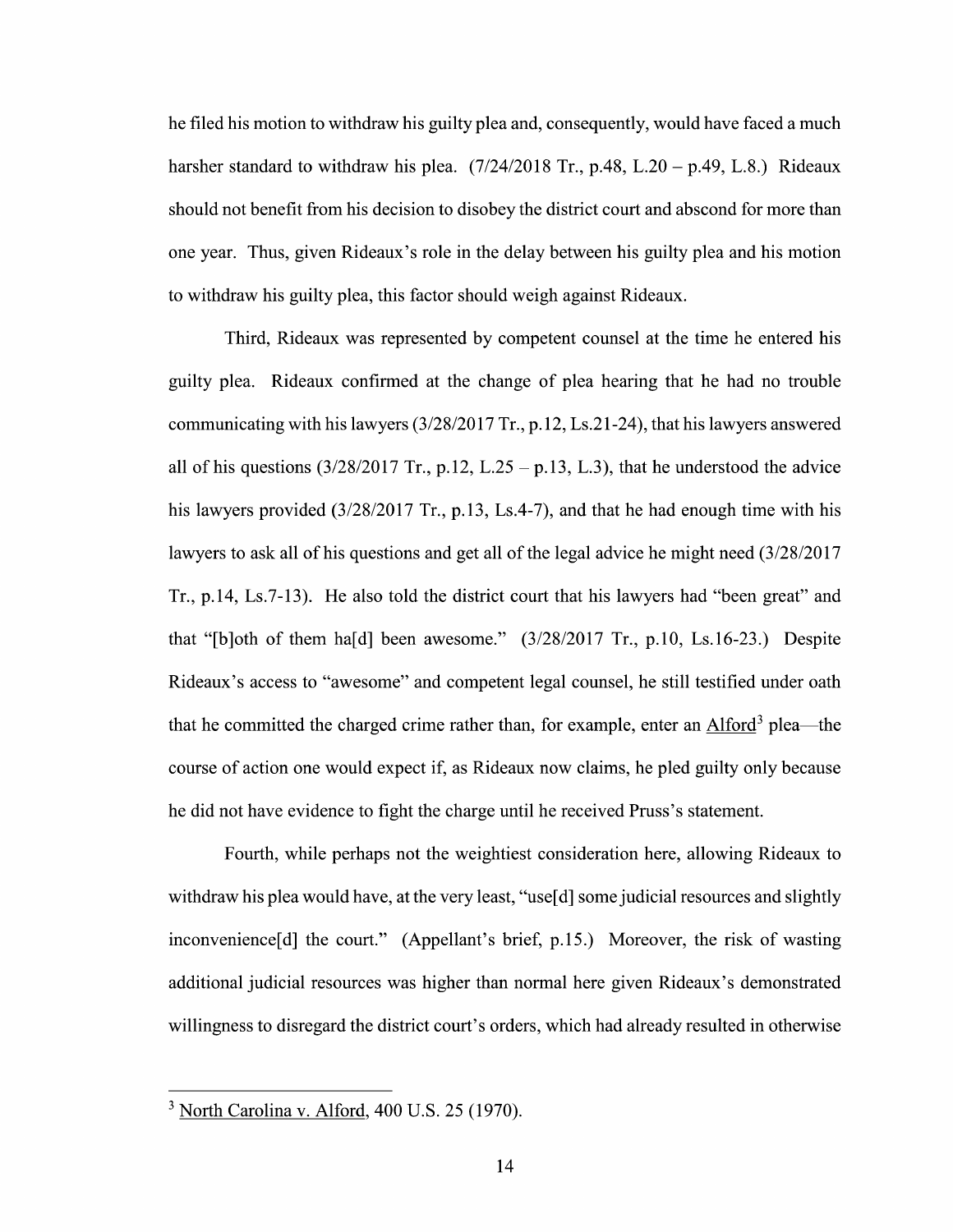he filed his motion to withdraw his guilty plea and, consequently, would have faced a much harsher standard to withdraw his plea. (7/24/2018 Tr., p.48, L.20 – p.49, L.8.) Rideaux should not benefit from his decision to disobey the district court and abscond for more than one year. Thus, given Rideaux's role in the delay between his guilty plea and his motion to withdraw his guilty plea, this factor should weigh against Rideaux.

Third, Rideaux was represented by competent counsel at the time he entered his guilty plea. Rideaux confirmed at the change of plea hearing that he had no trouble communicating with his lawyers (3/28/2017 Tr., p.12, Ls.21-24), that his lawyers answered all of his questions (3/28/2017 Tr., p.12, L.25 – p.13, L.3), that he understood the advice his lawyers provided (3/28/2017 Tr., p.13, Ls.4-7), and that he had enough time with his lawyers to ask all of his questions and get all of the legal advice he might need (3/28/2017 Tr., p.14, Ls.7-13). He also told the district court that his lawyers had "been great" and that "[b]oth of them ha[d] been awesome." (3/28/2017 Tr., p.10, Ls.16-23.) Despite Rideaux's access to "awesome" and competent legal counsel, he still testified under oath that he committed the charged crime rather than, for example, enter an Alford[3] plea—the course of action one would expect if, as Rideaux now claims, he pled guilty only because he did not have evidence to fight the charge until he received Pruss's statement.

Fourth, while perhaps not the weightiest consideration here, allowing Rideaux to withdraw his plea would have, at the very least, "use[d] some judicial resources and slightly inconvenience[d] the court." (Appellant's brief, p.15.) Moreover, the risk of wasting additional judicial resources was higher than normal here given Rideaux's demonstrated willingness to disregard the district court's orders, which had already resulted in otherwise

[3] North Carolina v. Alford, 400 U.S. 25 (1970).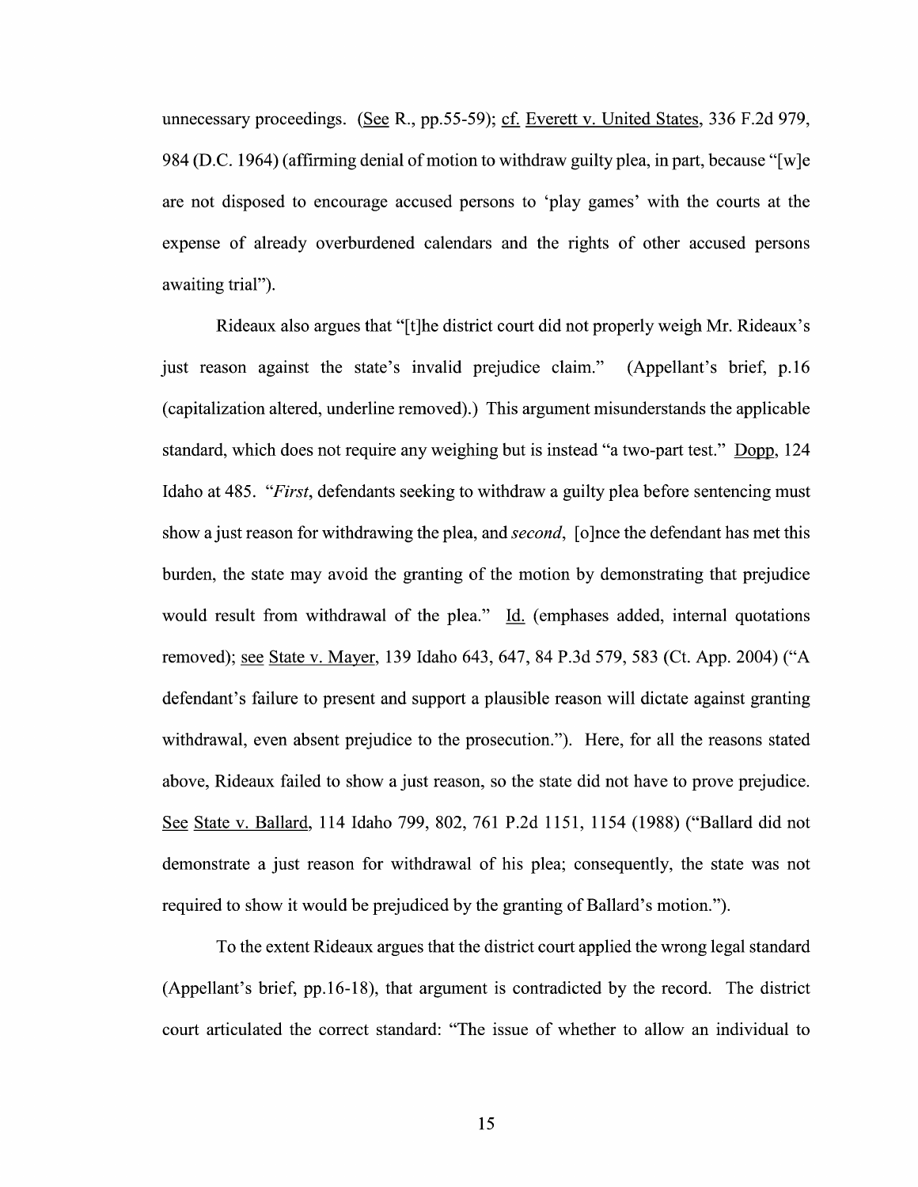unnecessary proceedings. (See R., pp.55-59); cf. Everett v. United States, 336 F.2d 979, 984 (D.C. 1964) (affirming denial of motion to withdraw guilty plea, in part, because "[w]e are not disposed to encourage accused persons to 'play games' with the courts at the expense of already overburdened calendars and the rights of other accused persons awaiting trial").

Rideaux also argues that "[t]he district court did not properly weigh Mr. Rideaux's just reason against the state's invalid prejudice claim." (Appellant's brief, p.16 (capitalization altered, underline removed).) This argument misunderstands the applicable standard, which does not require any weighing but is instead "a two-part test." Dopp, 124 Idaho at 485. "*First*, defendants seeking to withdraw a guilty plea before sentencing must show a just reason for withdrawing the plea, and *second*, [o]nce the defendant has met this burden, the state may avoid the granting of the motion by demonstrating that prejudice would result from withdrawal of the plea." Id. (emphases added, internal quotations removed); see State v. Mayer, 139 Idaho 643, 647, 84 P.3d 579, 583 (Ct. App. 2004) ("A defendant's failure to present and support a plausible reason will dictate against granting withdrawal, even absent prejudice to the prosecution."). Here, for all the reasons stated above, Rideaux failed to show a just reason, so the state did not have to prove prejudice. See State v. Ballard, 114 Idaho 799, 802, 761 P.2d 1151, 1154 (1988) ("Ballard did not demonstrate a just reason for withdrawal of his plea; consequently, the state was not required to show it would be prejudiced by the granting of Ballard's motion.").

To the extent Rideaux argues that the district court applied the wrong legal standard (Appellant's brief, pp.16-18), that argument is contradicted by the record. The district court articulated the correct standard: "The issue of whether to allow an individual to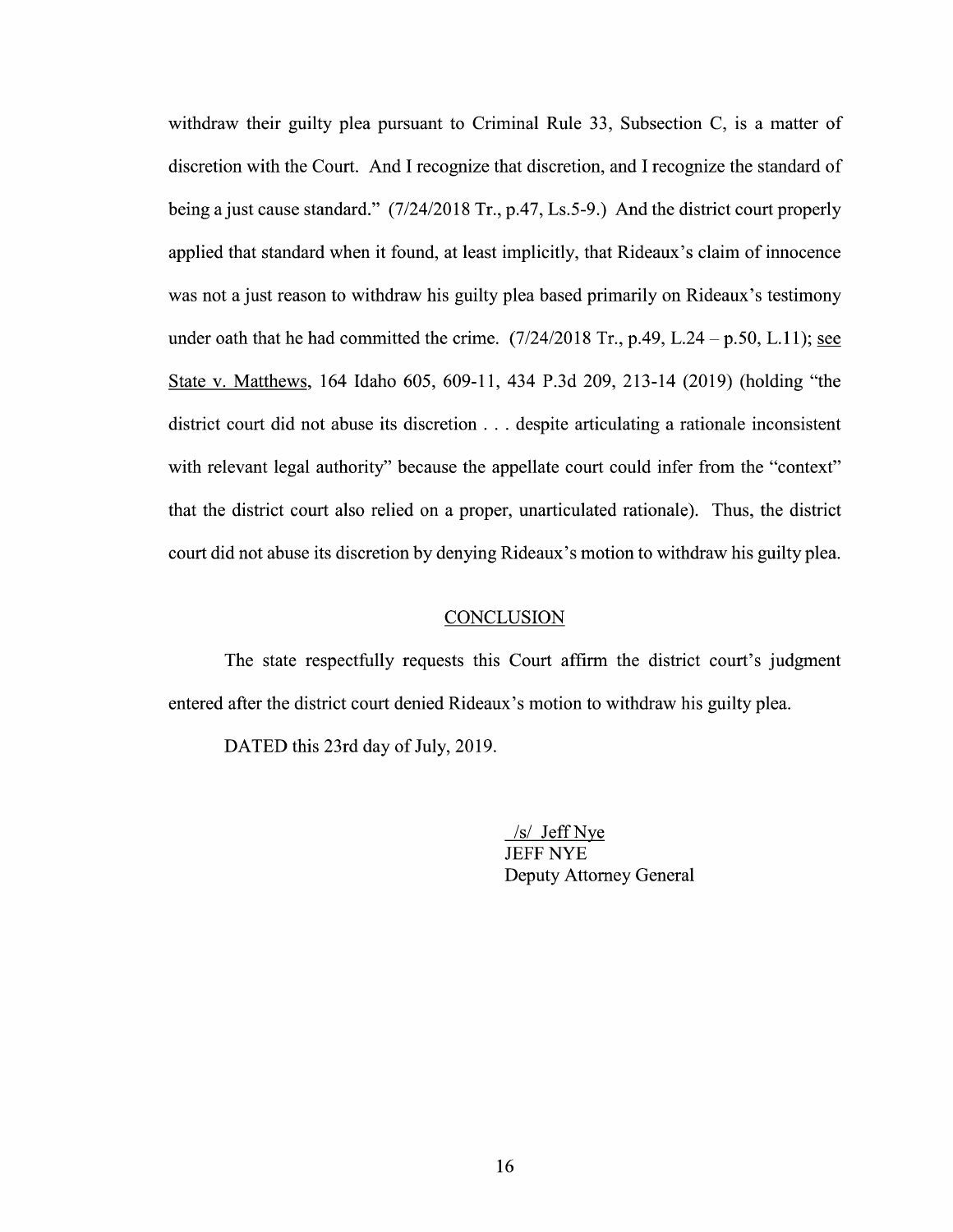withdraw their guilty plea pursuant to Criminal Rule 33, Subsection C, is a matter of discretion with the Court. And I recognize that discretion, and I recognize the standard of being a just cause standard." (7/24/2018 Tr., p.47, Ls.5-9.) And the district court properly applied that standard when it found, at least implicitly, that Rideaux's claim of innocence was not a just reason to withdraw his guilty plea based primarily on Rideaux's testimony under oath that he had committed the crime. (7/24/2018 Tr., p.49, L.24 – p.50, L.11); see State v. Matthews, 164 Idaho 605, 609-11, 434 P.3d 209, 213-14 (2019) (holding "the district court did not abuse its discretion . . . despite articulating a rationale inconsistent with relevant legal authority" because the appellate court could infer from the "context" that the district court also relied on a proper, unarticulated rationale). Thus, the district court did not abuse its discretion by denying Rideaux's motion to withdraw his guilty plea.

## CONCLUSION

The state respectfully requests this Court affirm the district court's judgment entered after the district court denied Rideaux's motion to withdraw his guilty plea.

DATED this 23rd day of July, 2019.

/s/ Jeff Nye
JEFF NYE
Deputy Attorney General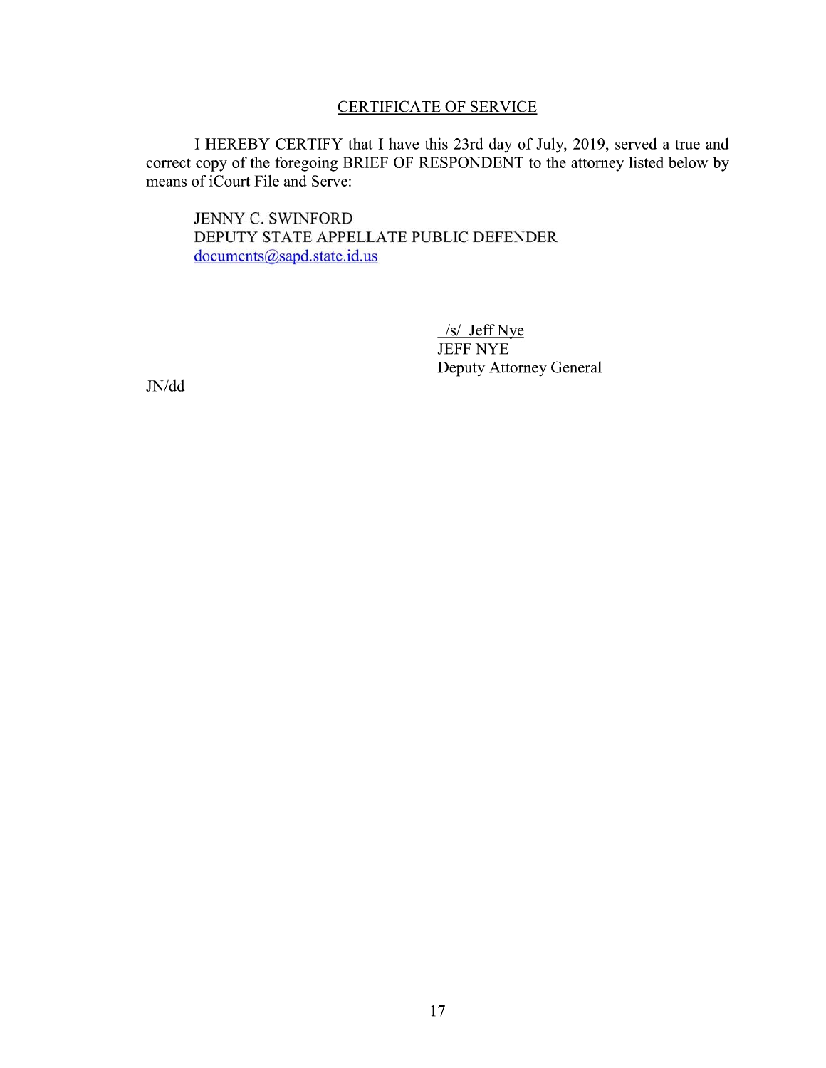## CERTIFICATE OF SERVICE

I HEREBY CERTIFY that I have this 23rd day of July, 2019, served a true and correct copy of the foregoing BRIEF OF RESPONDENT to the attorney listed below by means of iCourt File and Serve:

JENNY C. SWINFORD
DEPUTY STATE APPELLATE PUBLIC DEFENDER
documents@sapd.state.id.us

/s/ Jeff Nye
JEFF NYE
Deputy Attorney General

JN/dd